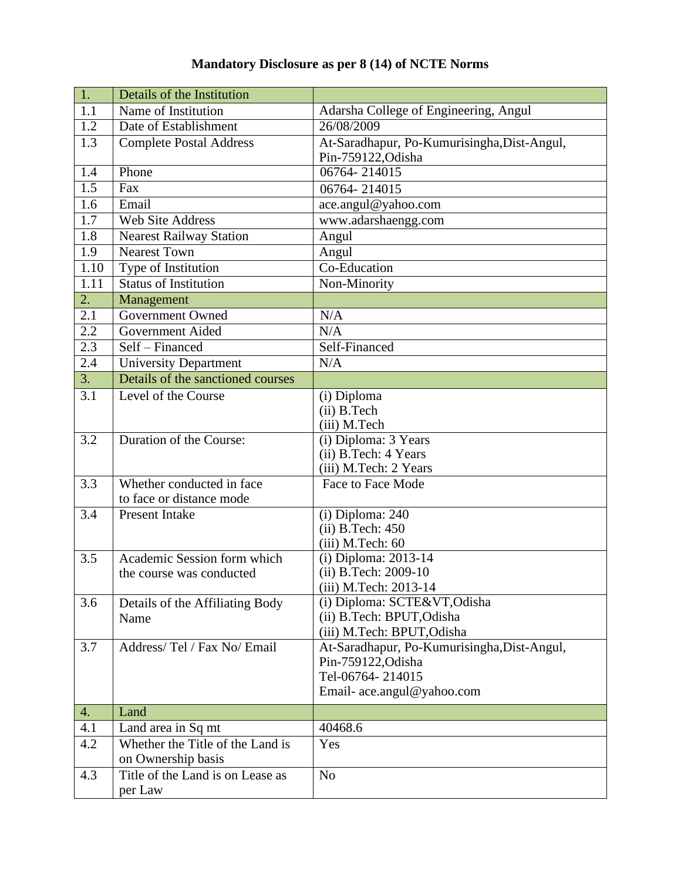# Mandatory Disclosure as per 8 (14) of NCTE Norms

| 1. | Details of the Institution | |
|---|---|---|
| 1.1 | Name of Institution | Adarsha College of Engineering, Angul |
| 1.2 | Date of Establishment | 26/08/2009 |
| 1.3 | Complete Postal Address | At-Saradhapur, Po-Kumurisingha,Dist-Angul, Pin-759122,Odisha |
| 1.4 | Phone | 06764- 214015 |
| 1.5 | Fax | 06764- 214015 |
| 1.6 | Email | ace.angul@yahoo.com |
| 1.7 | Web Site Address | www.adarshaengg.com |
| 1.8 | Nearest Railway Station | Angul |
| 1.9 | Nearest Town | Angul |
| 1.10 | Type of Institution | Co-Education |
| 1.11 | Status of Institution | Non-Minority |
| 2. | Management | |
| 2.1 | Government Owned | N/A |
| 2.2 | Government Aided | N/A |
| 2.3 | Self – Financed | Self-Financed |
| 2.4 | University Department | N/A |
| 3. | Details of the sanctioned courses | |
| 3.1 | Level of the Course | (i) Diploma<br>(ii) B.Tech<br>(iii) M.Tech |
| 3.2 | Duration of the Course: | (i) Diploma: 3 Years<br>(ii) B.Tech: 4 Years<br>(iii) M.Tech: 2 Years |
| 3.3 | Whether conducted in face to face or distance mode | Face to Face Mode |
| 3.4 | Present Intake | (i) Diploma: 240<br>(ii) B.Tech: 450<br>(iii) M.Tech: 60 |
| 3.5 | Academic Session form which the course was conducted | (i) Diploma: 2013-14<br>(ii) B.Tech: 2009-10<br>(iii) M.Tech: 2013-14 |
| 3.6 | Details of the Affiliating Body Name | (i) Diploma: SCTE&VT,Odisha<br>(ii) B.Tech: BPUT,Odisha<br>(iii) M.Tech: BPUT,Odisha |
| 3.7 | Address/ Tel / Fax No/ Email | At-Saradhapur, Po-Kumurisingha,Dist-Angul, Pin-759122,Odisha<br>Tel-06764- 214015<br>Email- ace.angul@yahoo.com |
| 4. | Land | |
| 4.1 | Land area in Sq mt | 40468.6 |
| 4.2 | Whether the Title of the Land is on Ownership basis | Yes |
| 4.3 | Title of the Land is on Lease as per Law | No |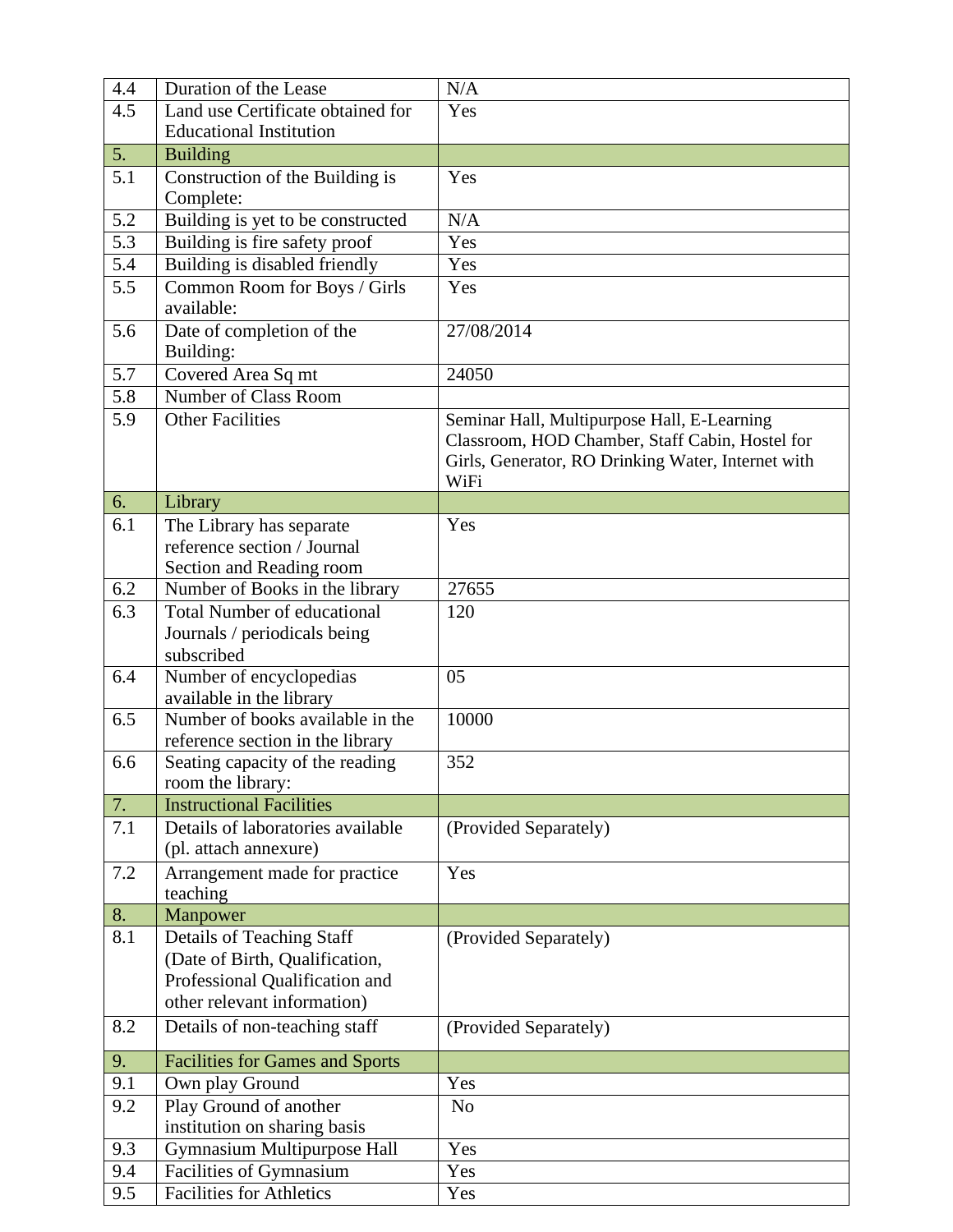| | | |
|---|---|---|
| 4.4 | Duration of the Lease | N/A |
| 4.5 | Land use Certificate obtained for Educational Institution | Yes |
| 5. | Building | |
| 5.1 | Construction of the Building is Complete: | Yes |
| 5.2 | Building is yet to be constructed | N/A |
| 5.3 | Building is fire safety proof | Yes |
| 5.4 | Building is disabled friendly | Yes |
| 5.5 | Common Room for Boys / Girls available: | Yes |
| 5.6 | Date of completion of the Building: | 27/08/2014 |
| 5.7 | Covered Area Sq mt | 24050 |
| 5.8 | Number of Class Room | |
| 5.9 | Other Facilities | Seminar Hall, Multipurpose Hall, E-Learning Classroom, HOD Chamber, Staff Cabin, Hostel for Girls, Generator, RO Drinking Water, Internet with WiFi |
| 6. | Library | |
| 6.1 | The Library has separate reference section / Journal Section and Reading room | Yes |
| 6.2 | Number of Books in the library | 27655 |
| 6.3 | Total Number of educational Journals / periodicals being subscribed | 120 |
| 6.4 | Number of encyclopedias available in the library | 05 |
| 6.5 | Number of books available in the reference section in the library | 10000 |
| 6.6 | Seating capacity of the reading room the library: | 352 |
| 7. | Instructional Facilities | |
| 7.1 | Details of laboratories available (pl. attach annexure) | (Provided Separately) |
| 7.2 | Arrangement made for practice teaching | Yes |
| 8. | Manpower | |
| 8.1 | Details of Teaching Staff (Date of Birth, Qualification, Professional Qualification and other relevant information) | (Provided Separately) |
| 8.2 | Details of non-teaching staff | (Provided Separately) |
| 9. | Facilities for Games and Sports | |
| 9.1 | Own play Ground | Yes |
| 9.2 | Play Ground of another institution on sharing basis | No |
| 9.3 | Gymnasium Multipurpose Hall | Yes |
| 9.4 | Facilities of Gymnasium | Yes |
| 9.5 | Facilities for Athletics | Yes |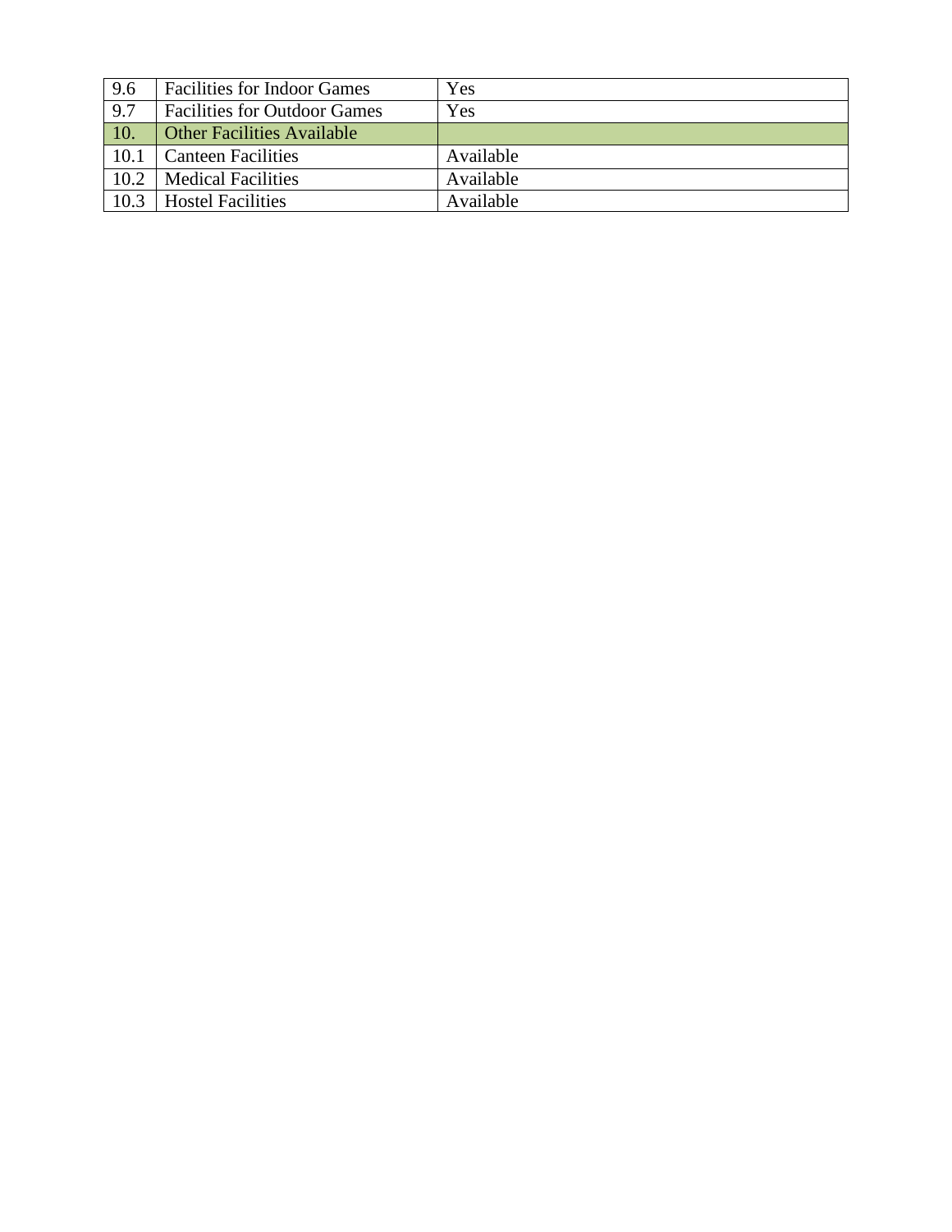| | | |
|---|---|---|
| 9.6 | Facilities for Indoor Games | Yes |
| 9.7 | Facilities for Outdoor Games | Yes |
| 10. | Other Facilities Available | |
| 10.1 | Canteen Facilities | Available |
| 10.2 | Medical Facilities | Available |
| 10.3 | Hostel Facilities | Available |